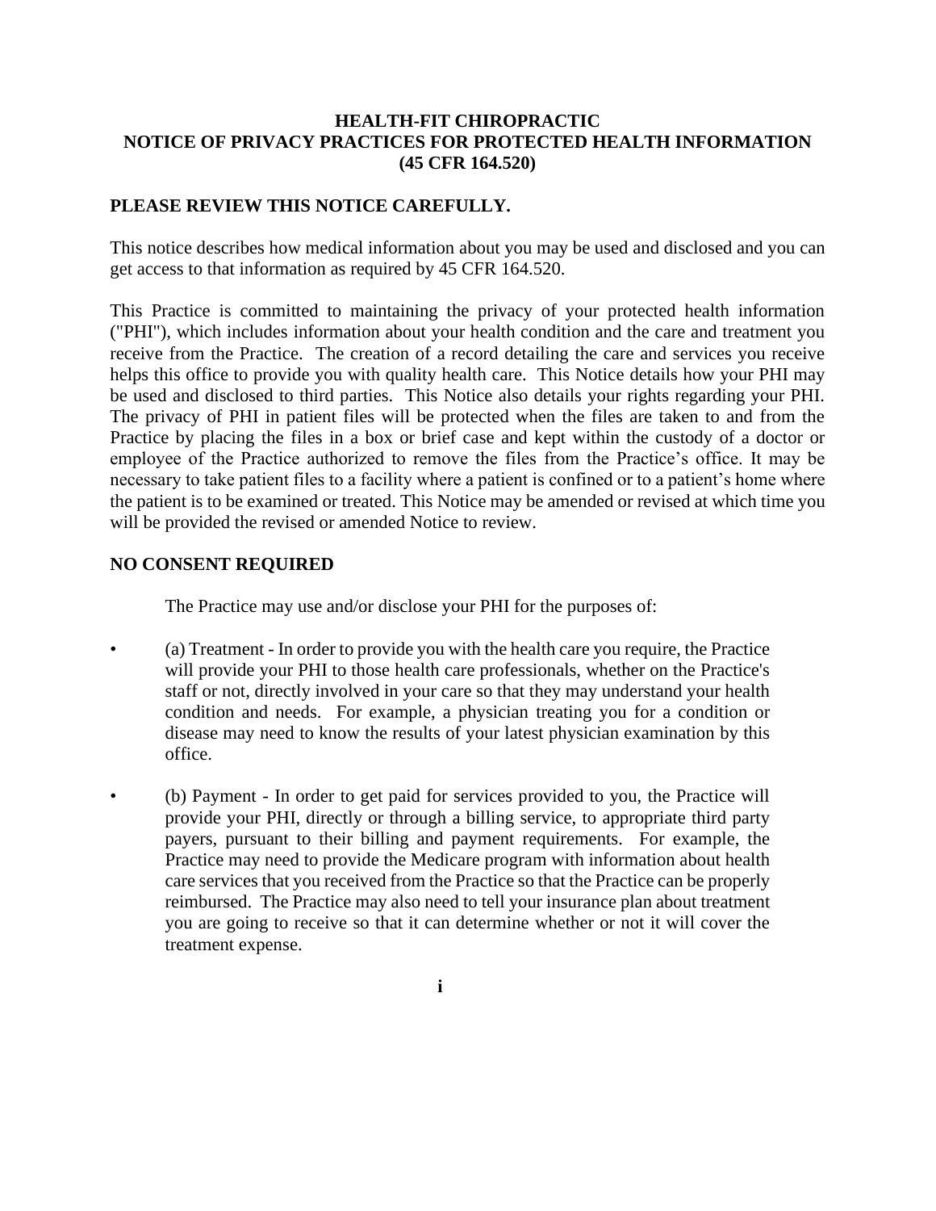# HEALTH-FIT CHIROPRACTIC
# NOTICE OF PRIVACY PRACTICES FOR PROTECTED HEALTH INFORMATION
# (45 CFR 164.520)

## PLEASE REVIEW THIS NOTICE CAREFULLY.

This notice describes how medical information about you may be used and disclosed and you can get access to that information as required by 45 CFR 164.520.

This Practice is committed to maintaining the privacy of your protected health information ("PHI"), which includes information about your health condition and the care and treatment you receive from the Practice. The creation of a record detailing the care and services you receive helps this office to provide you with quality health care. This Notice details how your PHI may be used and disclosed to third parties. This Notice also details your rights regarding your PHI. The privacy of PHI in patient files will be protected when the files are taken to and from the Practice by placing the files in a box or brief case and kept within the custody of a doctor or employee of the Practice authorized to remove the files from the Practice's office. It may be necessary to take patient files to a facility where a patient is confined or to a patient's home where the patient is to be examined or treated. This Notice may be amended or revised at which time you will be provided the revised or amended Notice to review.

## NO CONSENT REQUIRED

The Practice may use and/or disclose your PHI for the purposes of:

- (a) Treatment - In order to provide you with the health care you require, the Practice will provide your PHI to those health care professionals, whether on the Practice's staff or not, directly involved in your care so that they may understand your health condition and needs. For example, a physician treating you for a condition or disease may need to know the results of your latest physician examination by this office.
- (b) Payment - In order to get paid for services provided to you, the Practice will provide your PHI, directly or through a billing service, to appropriate third party payers, pursuant to their billing and payment requirements. For example, the Practice may need to provide the Medicare program with information about health care services that you received from the Practice so that the Practice can be properly reimbursed. The Practice may also need to tell your insurance plan about treatment you are going to receive so that it can determine whether or not it will cover the treatment expense.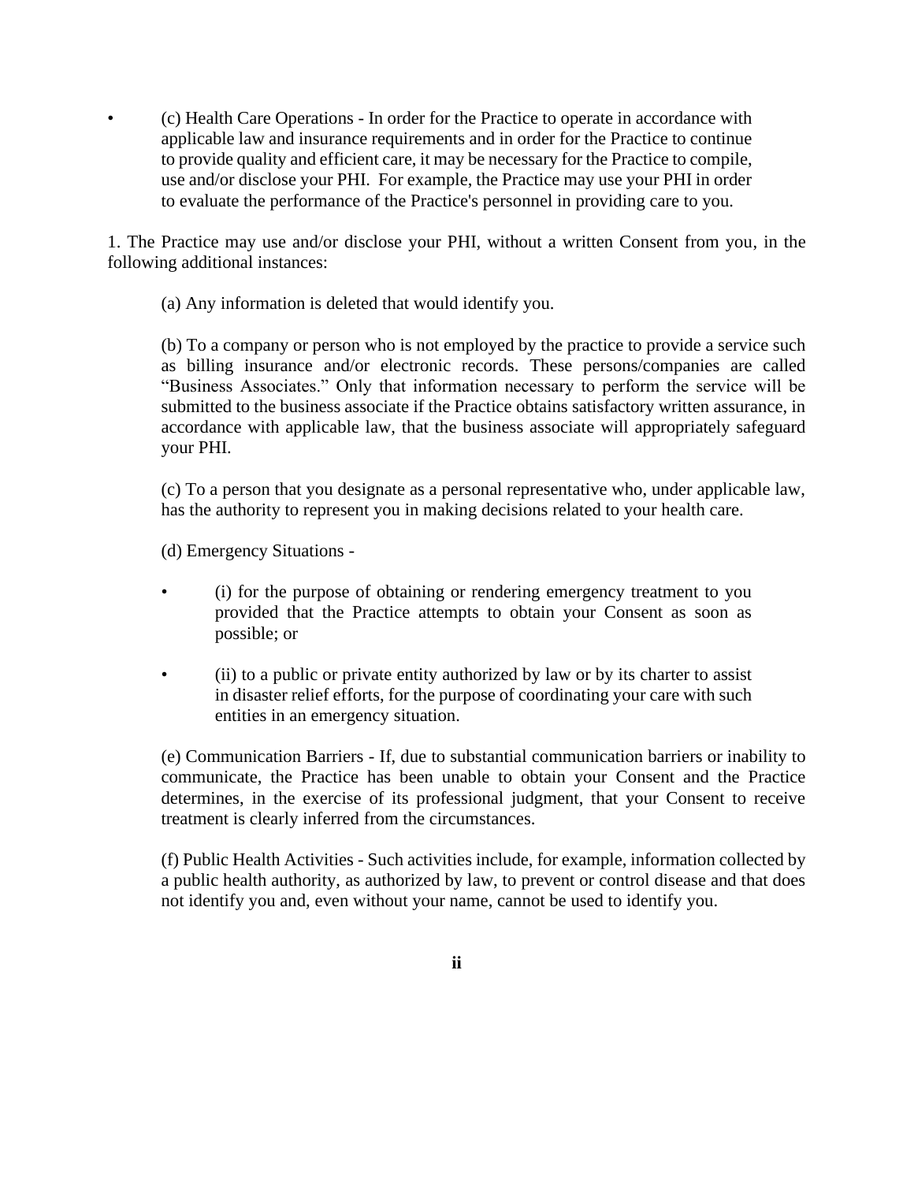- (c) Health Care Operations - In order for the Practice to operate in accordance with applicable law and insurance requirements and in order for the Practice to continue to provide quality and efficient care, it may be necessary for the Practice to compile, use and/or disclose your PHI. For example, the Practice may use your PHI in order to evaluate the performance of the Practice's personnel in providing care to you.

1. The Practice may use and/or disclose your PHI, without a written Consent from you, in the following additional instances:

   (a) Any information is deleted that would identify you.

   (b) To a company or person who is not employed by the practice to provide a service such as billing insurance and/or electronic records. These persons/companies are called "Business Associates." Only that information necessary to perform the service will be submitted to the business associate if the Practice obtains satisfactory written assurance, in accordance with applicable law, that the business associate will appropriately safeguard your PHI.

   (c) To a person that you designate as a personal representative who, under applicable law, has the authority to represent you in making decisions related to your health care.

   (d) Emergency Situations -

   - (i) for the purpose of obtaining or rendering emergency treatment to you provided that the Practice attempts to obtain your Consent as soon as possible; or

   - (ii) to a public or private entity authorized by law or by its charter to assist in disaster relief efforts, for the purpose of coordinating your care with such entities in an emergency situation.

   (e) Communication Barriers - If, due to substantial communication barriers or inability to communicate, the Practice has been unable to obtain your Consent and the Practice determines, in the exercise of its professional judgment, that your Consent to receive treatment is clearly inferred from the circumstances.

   (f) Public Health Activities - Such activities include, for example, information collected by a public health authority, as authorized by law, to prevent or control disease and that does not identify you and, even without your name, cannot be used to identify you.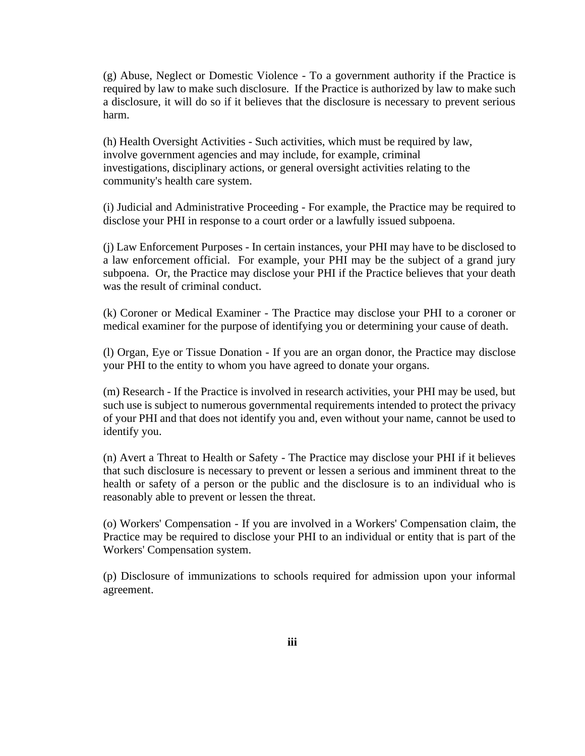(g) Abuse, Neglect or Domestic Violence - To a government authority if the Practice is required by law to make such disclosure. If the Practice is authorized by law to make such a disclosure, it will do so if it believes that the disclosure is necessary to prevent serious harm.

(h) Health Oversight Activities - Such activities, which must be required by law, involve government agencies and may include, for example, criminal investigations, disciplinary actions, or general oversight activities relating to the community's health care system.

(i) Judicial and Administrative Proceeding - For example, the Practice may be required to disclose your PHI in response to a court order or a lawfully issued subpoena.

(j) Law Enforcement Purposes - In certain instances, your PHI may have to be disclosed to a law enforcement official. For example, your PHI may be the subject of a grand jury subpoena. Or, the Practice may disclose your PHI if the Practice believes that your death was the result of criminal conduct.

(k) Coroner or Medical Examiner - The Practice may disclose your PHI to a coroner or medical examiner for the purpose of identifying you or determining your cause of death.

(l) Organ, Eye or Tissue Donation - If you are an organ donor, the Practice may disclose your PHI to the entity to whom you have agreed to donate your organs.

(m) Research - If the Practice is involved in research activities, your PHI may be used, but such use is subject to numerous governmental requirements intended to protect the privacy of your PHI and that does not identify you and, even without your name, cannot be used to identify you.

(n) Avert a Threat to Health or Safety - The Practice may disclose your PHI if it believes that such disclosure is necessary to prevent or lessen a serious and imminent threat to the health or safety of a person or the public and the disclosure is to an individual who is reasonably able to prevent or lessen the threat.

(o) Workers' Compensation - If you are involved in a Workers' Compensation claim, the Practice may be required to disclose your PHI to an individual or entity that is part of the Workers' Compensation system.

(p) Disclosure of immunizations to schools required for admission upon your informal agreement.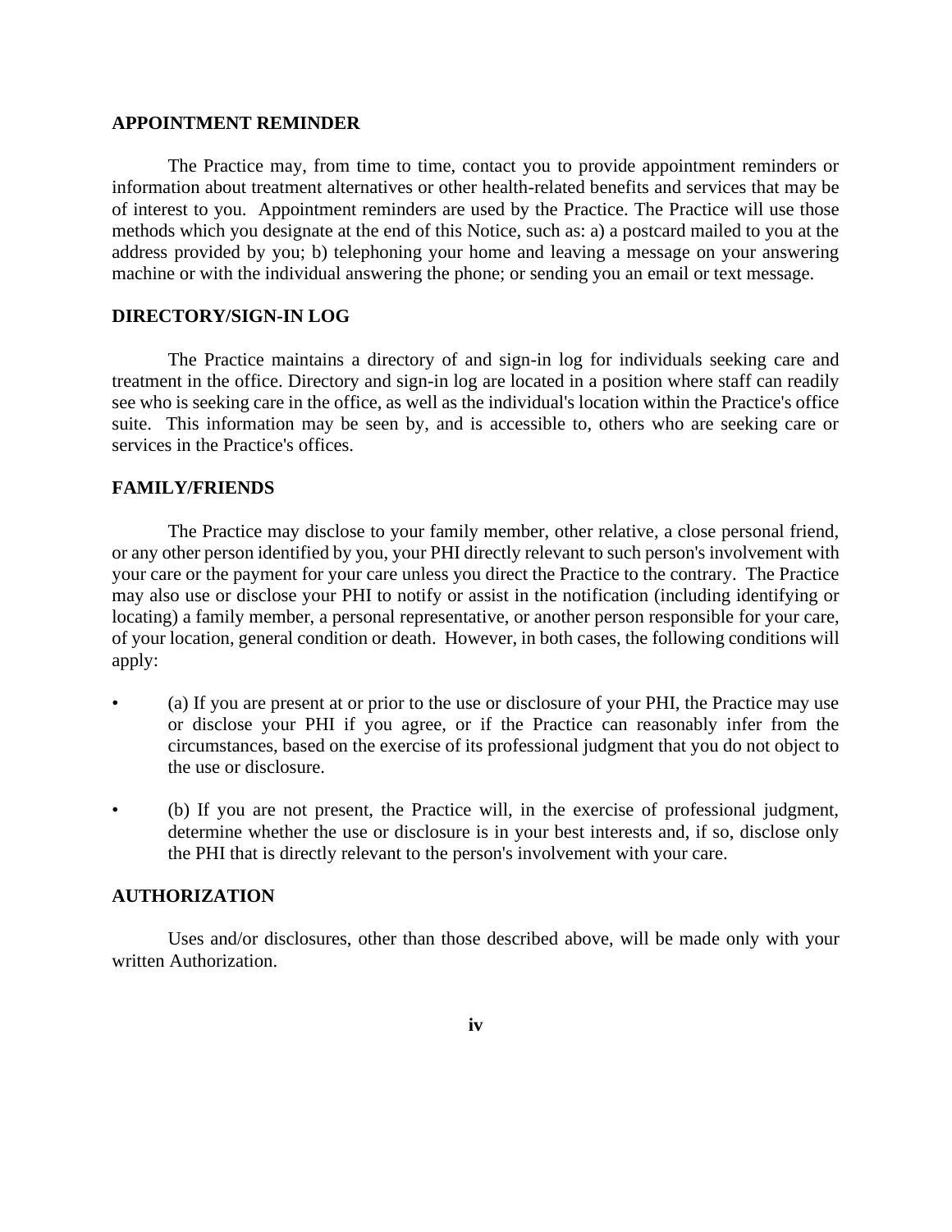## APPOINTMENT REMINDER

The Practice may, from time to time, contact you to provide appointment reminders or information about treatment alternatives or other health-related benefits and services that may be of interest to you. Appointment reminders are used by the Practice. The Practice will use those methods which you designate at the end of this Notice, such as: a) a postcard mailed to you at the address provided by you; b) telephoning your home and leaving a message on your answering machine or with the individual answering the phone; or sending you an email or text message.

## DIRECTORY/SIGN-IN LOG

The Practice maintains a directory of and sign-in log for individuals seeking care and treatment in the office. Directory and sign-in log are located in a position where staff can readily see who is seeking care in the office, as well as the individual's location within the Practice's office suite. This information may be seen by, and is accessible to, others who are seeking care or services in the Practice's offices.

## FAMILY/FRIENDS

The Practice may disclose to your family member, other relative, a close personal friend, or any other person identified by you, your PHI directly relevant to such person's involvement with your care or the payment for your care unless you direct the Practice to the contrary. The Practice may also use or disclose your PHI to notify or assist in the notification (including identifying or locating) a family member, a personal representative, or another person responsible for your care, of your location, general condition or death. However, in both cases, the following conditions will apply:

- (a) If you are present at or prior to the use or disclosure of your PHI, the Practice may use or disclose your PHI if you agree, or if the Practice can reasonably infer from the circumstances, based on the exercise of its professional judgment that you do not object to the use or disclosure.
- (b) If you are not present, the Practice will, in the exercise of professional judgment, determine whether the use or disclosure is in your best interests and, if so, disclose only the PHI that is directly relevant to the person's involvement with your care.

## AUTHORIZATION

Uses and/or disclosures, other than those described above, will be made only with your written Authorization.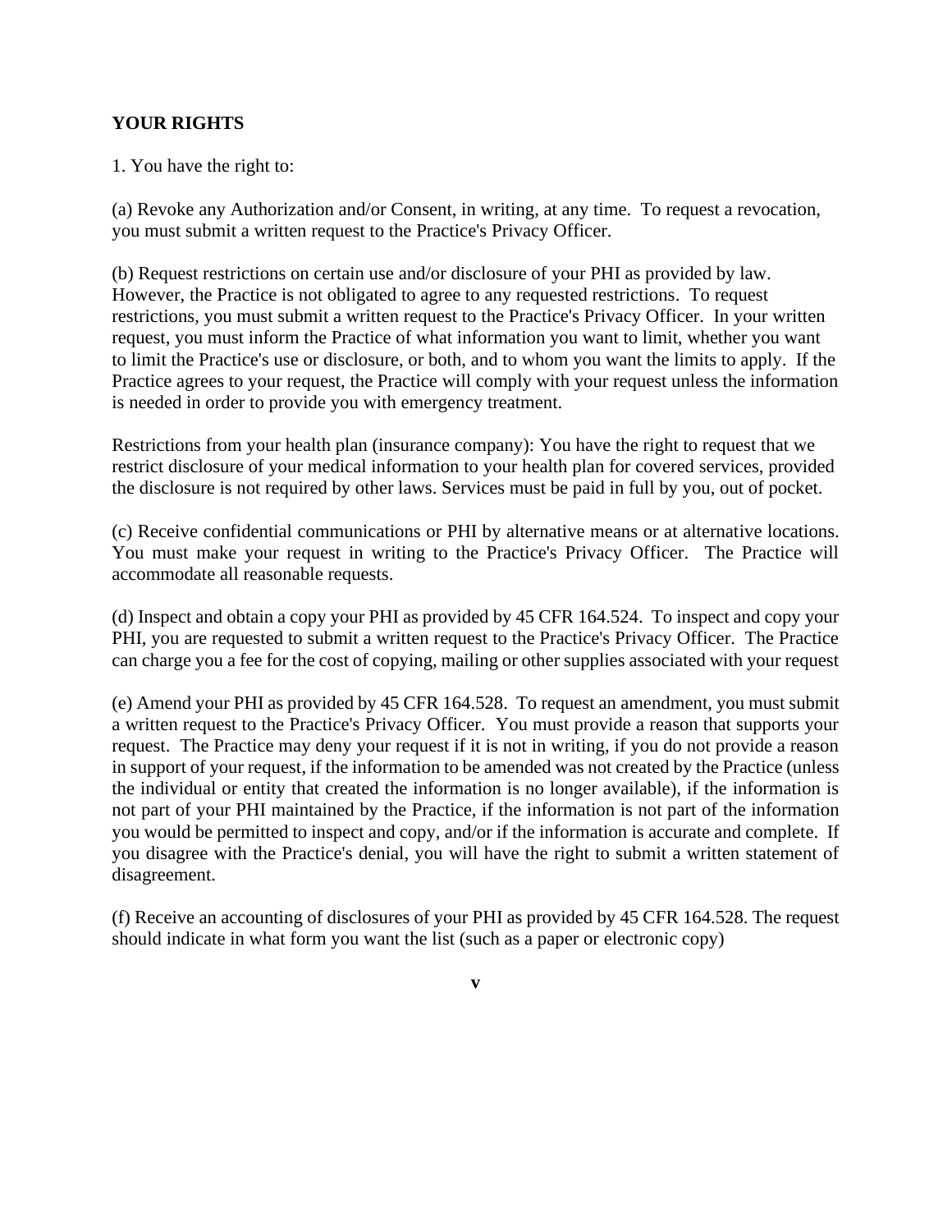**YOUR RIGHTS**

1. You have the right to:

(a) Revoke any Authorization and/or Consent, in writing, at any time. To request a revocation, you must submit a written request to the Practice's Privacy Officer.

(b) Request restrictions on certain use and/or disclosure of your PHI as provided by law. However, the Practice is not obligated to agree to any requested restrictions. To request restrictions, you must submit a written request to the Practice's Privacy Officer. In your written request, you must inform the Practice of what information you want to limit, whether you want to limit the Practice's use or disclosure, or both, and to whom you want the limits to apply. If the Practice agrees to your request, the Practice will comply with your request unless the information is needed in order to provide you with emergency treatment.

Restrictions from your health plan (insurance company): You have the right to request that we restrict disclosure of your medical information to your health plan for covered services, provided the disclosure is not required by other laws. Services must be paid in full by you, out of pocket.

(c) Receive confidential communications or PHI by alternative means or at alternative locations. You must make your request in writing to the Practice's Privacy Officer. The Practice will accommodate all reasonable requests.

(d) Inspect and obtain a copy your PHI as provided by 45 CFR 164.524. To inspect and copy your PHI, you are requested to submit a written request to the Practice's Privacy Officer. The Practice can charge you a fee for the cost of copying, mailing or other supplies associated with your request

(e) Amend your PHI as provided by 45 CFR 164.528. To request an amendment, you must submit a written request to the Practice's Privacy Officer. You must provide a reason that supports your request. The Practice may deny your request if it is not in writing, if you do not provide a reason in support of your request, if the information to be amended was not created by the Practice (unless the individual or entity that created the information is no longer available), if the information is not part of your PHI maintained by the Practice, if the information is not part of the information you would be permitted to inspect and copy, and/or if the information is accurate and complete. If you disagree with the Practice's denial, you will have the right to submit a written statement of disagreement.

(f) Receive an accounting of disclosures of your PHI as provided by 45 CFR 164.528. The request should indicate in what form you want the list (such as a paper or electronic copy)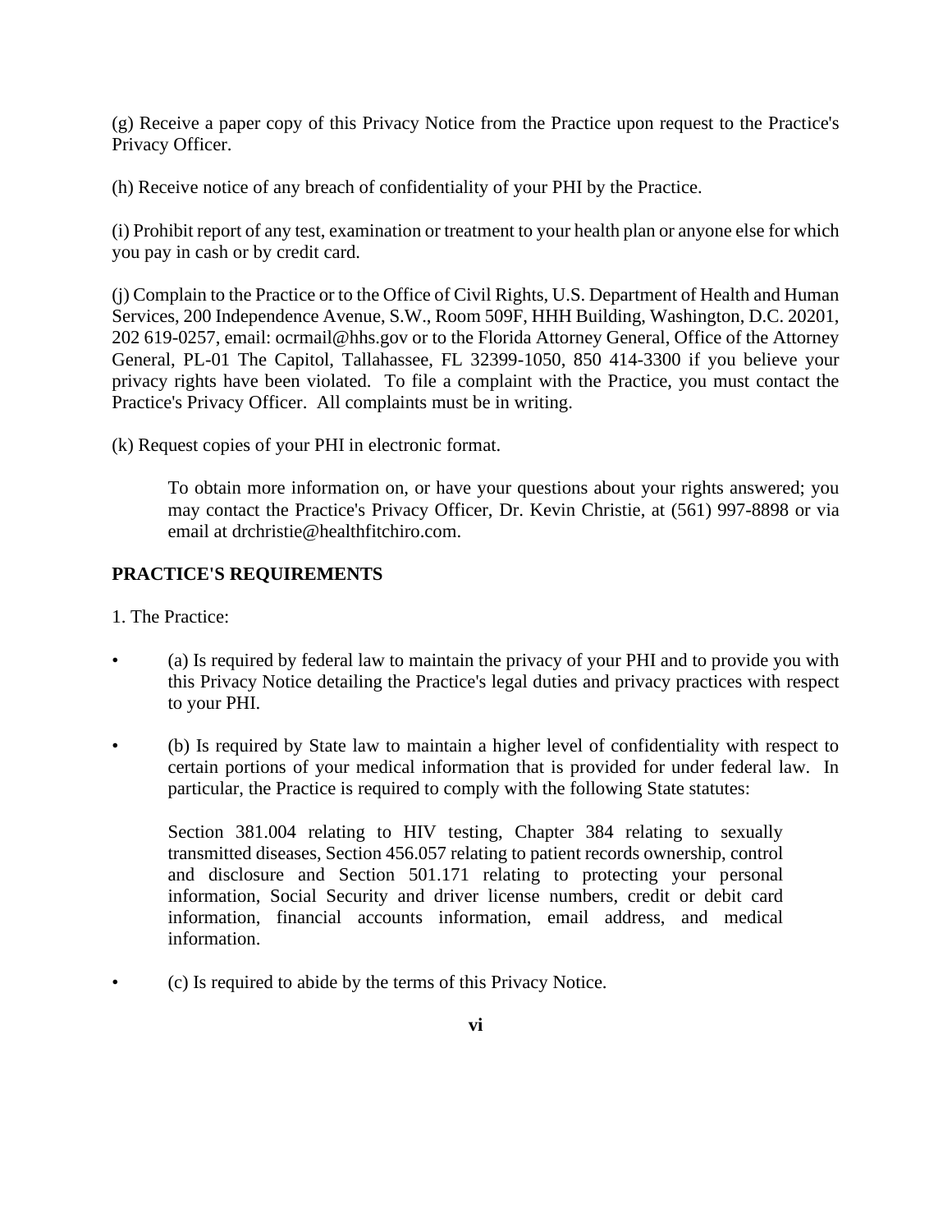(g) Receive a paper copy of this Privacy Notice from the Practice upon request to the Practice's Privacy Officer.

(h) Receive notice of any breach of confidentiality of your PHI by the Practice.

(i) Prohibit report of any test, examination or treatment to your health plan or anyone else for which you pay in cash or by credit card.

(j) Complain to the Practice or to the Office of Civil Rights, U.S. Department of Health and Human Services, 200 Independence Avenue, S.W., Room 509F, HHH Building, Washington, D.C. 20201, 202 619-0257, email: ocrmail@hhs.gov or to the Florida Attorney General, Office of the Attorney General, PL-01 The Capitol, Tallahassee, FL 32399-1050, 850 414-3300 if you believe your privacy rights have been violated. To file a complaint with the Practice, you must contact the Practice's Privacy Officer. All complaints must be in writing.

(k) Request copies of your PHI in electronic format.

> To obtain more information on, or have your questions about your rights answered; you may contact the Practice's Privacy Officer, Dr. Kevin Christie, at (561) 997-8898 or via email at drchristie@healthfitchiro.com.

**PRACTICE'S REQUIREMENTS**

1. The Practice:

- (a) Is required by federal law to maintain the privacy of your PHI and to provide you with this Privacy Notice detailing the Practice's legal duties and privacy practices with respect to your PHI.
- (b) Is required by State law to maintain a higher level of confidentiality with respect to certain portions of your medical information that is provided for under federal law. In particular, the Practice is required to comply with the following State statutes:

  Section 381.004 relating to HIV testing, Chapter 384 relating to sexually transmitted diseases, Section 456.057 relating to patient records ownership, control and disclosure and Section 501.171 relating to protecting your personal information, Social Security and driver license numbers, credit or debit card information, financial accounts information, email address, and medical information.

- (c) Is required to abide by the terms of this Privacy Notice.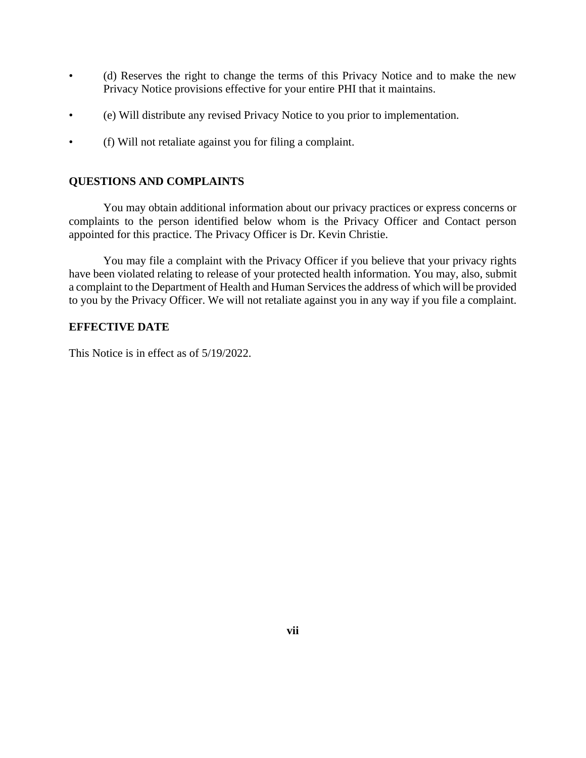- (d) Reserves the right to change the terms of this Privacy Notice and to make the new Privacy Notice provisions effective for your entire PHI that it maintains.
- (e) Will distribute any revised Privacy Notice to you prior to implementation.
- (f) Will not retaliate against you for filing a complaint.

## QUESTIONS AND COMPLAINTS

You may obtain additional information about our privacy practices or express concerns or complaints to the person identified below whom is the Privacy Officer and Contact person appointed for this practice. The Privacy Officer is Dr. Kevin Christie.

You may file a complaint with the Privacy Officer if you believe that your privacy rights have been violated relating to release of your protected health information. You may, also, submit a complaint to the Department of Health and Human Services the address of which will be provided to you by the Privacy Officer. We will not retaliate against you in any way if you file a complaint.

## EFFECTIVE DATE

This Notice is in effect as of 5/19/2022.